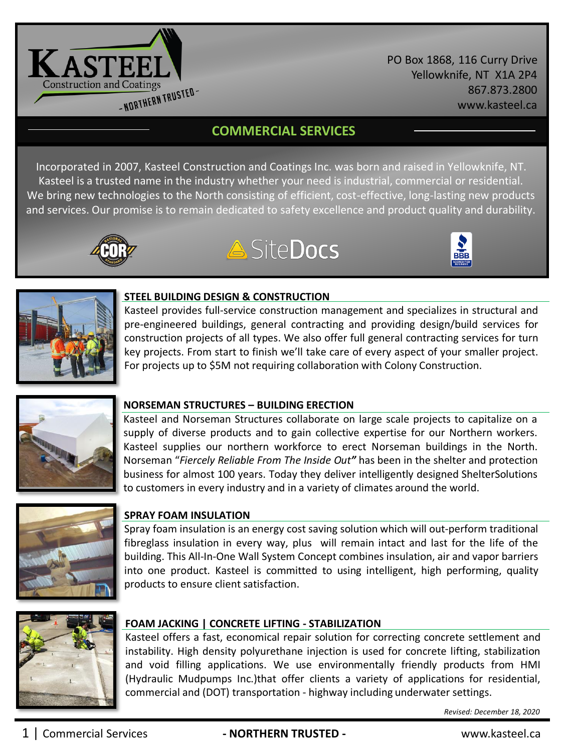# KASTEEL
Construction and Coatings
- NORTHERN TRUSTED -

PO Box 1868, 116 Curry Drive
Yellowknife, NT X1A 2P4
867.873.2800
www.kasteel.ca

## COMMERCIAL SERVICES

Incorporated in 2007, Kasteel Construction and Coatings Inc. was born and raised in Yellowknife, NT. Kasteel is a trusted name in the industry whether your need is industrial, commercial or residential. We bring new technologies to the North consisting of efficient, cost-effective, long-lasting new products and services. Our promise is to remain dedicated to safety excellence and product quality and durability.

### STEEL BUILDING DESIGN & CONSTRUCTION

Kasteel provides full-service construction management and specializes in structural and pre-engineered buildings, general contracting and providing design/build services for construction projects of all types. We also offer full general contracting services for turn key projects. From start to finish we'll take care of every aspect of your smaller project. For projects up to $5M not requiring collaboration with Colony Construction.

### NORSEMAN STRUCTURES – BUILDING ERECTION

Kasteel and Norseman Structures collaborate on large scale projects to capitalize on a supply of diverse products and to gain collective expertise for our Northern workers. Kasteel supplies our northern workforce to erect Norseman buildings in the North. Norseman "*Fiercely Reliable From The Inside Out"* has been in the shelter and protection business for almost 100 years. Today they deliver intelligently designed ShelterSolutions to customers in every industry and in a variety of climates around the world.

### SPRAY FOAM INSULATION

Spray foam insulation is an energy cost saving solution which will out-perform traditional fibreglass insulation in every way, plus will remain intact and last for the life of the building. This All-In-One Wall System Concept combines insulation, air and vapor barriers into one product. Kasteel is committed to using intelligent, high performing, quality products to ensure client satisfaction.

### FOAM JACKING | CONCRETE LIFTING - STABILIZATION

Kasteel offers a fast, economical repair solution for correcting concrete settlement and instability. High density polyurethane injection is used for concrete lifting, stabilization and void filling applications. We use environmentally friendly products from HMI (Hydraulic Mudpumps Inc.)that offer clients a variety of applications for residential, commercial and (DOT) transportation - highway including underwater settings.

*Revised: December 18, 2020*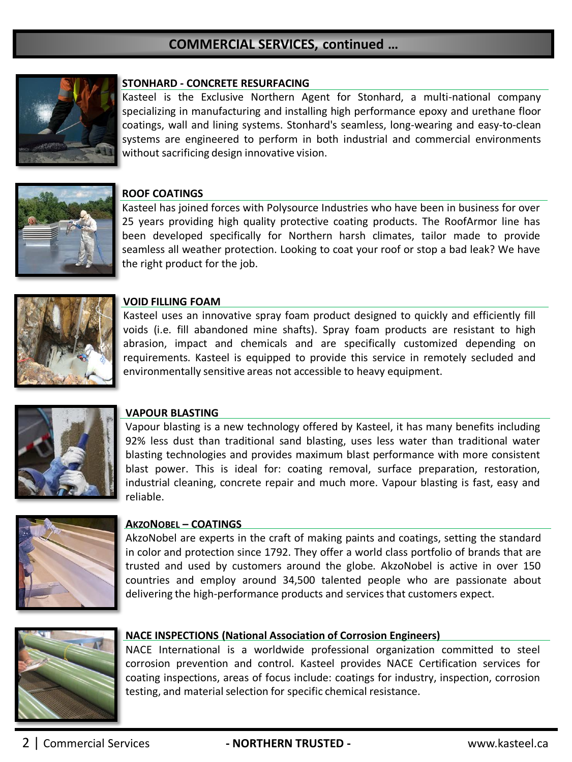## COMMERCIAL SERVICES, continued …

### STONHARD - CONCRETE RESURFACING

Kasteel is the Exclusive Northern Agent for Stonhard, a multi-national company specializing in manufacturing and installing high performance epoxy and urethane floor coatings, wall and lining systems. Stonhard's seamless, long-wearing and easy-to-clean systems are engineered to perform in both industrial and commercial environments without sacrificing design innovative vision.

### ROOF COATINGS

Kasteel has joined forces with Polysource Industries who have been in business for over 25 years providing high quality protective coating products. The RoofArmor line has been developed specifically for Northern harsh climates, tailor made to provide seamless all weather protection. Looking to coat your roof or stop a bad leak? We have the right product for the job.

### VOID FILLING FOAM

Kasteel uses an innovative spray foam product designed to quickly and efficiently fill voids (i.e. fill abandoned mine shafts). Spray foam products are resistant to high abrasion, impact and chemicals and are specifically customized depending on requirements. Kasteel is equipped to provide this service in remotely secluded and environmentally sensitive areas not accessible to heavy equipment.

### VAPOUR BLASTING

Vapour blasting is a new technology offered by Kasteel, it has many benefits including 92% less dust than traditional sand blasting, uses less water than traditional water blasting technologies and provides maximum blast performance with more consistent blast power. This is ideal for: coating removal, surface preparation, restoration, industrial cleaning, concrete repair and much more. Vapour blasting is fast, easy and reliable.

### AKZONOBEL – COATINGS

AkzoNobel are experts in the craft of making paints and coatings, setting the standard in color and protection since 1792. They offer a world class portfolio of brands that are trusted and used by customers around the globe. AkzoNobel is active in over 150 countries and employ around 34,500 talented people who are passionate about delivering the high-performance products and services that customers expect.

### NACE INSPECTIONS (National Association of Corrosion Engineers)

NACE International is a worldwide professional organization committed to steel corrosion prevention and control. Kasteel provides NACE Certification services for coating inspections, areas of focus include: coatings for industry, inspection, corrosion testing, and material selection for specific chemical resistance.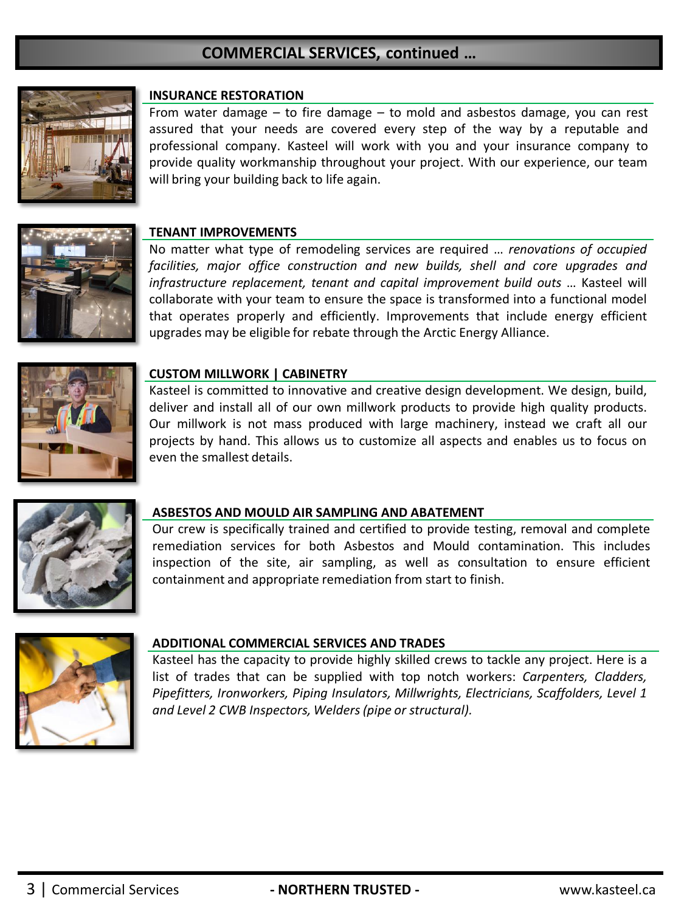## COMMERCIAL SERVICES, continued …

### INSURANCE RESTORATION

From water damage – to fire damage – to mold and asbestos damage, you can rest assured that your needs are covered every step of the way by a reputable and professional company. Kasteel will work with you and your insurance company to provide quality workmanship throughout your project. With our experience, our team will bring your building back to life again.

### TENANT IMPROVEMENTS

No matter what type of remodeling services are required … *renovations of occupied facilities, major office construction and new builds, shell and core upgrades and infrastructure replacement, tenant and capital improvement build outs* … Kasteel will collaborate with your team to ensure the space is transformed into a functional model that operates properly and efficiently. Improvements that include energy efficient upgrades may be eligible for rebate through the Arctic Energy Alliance.

### CUSTOM MILLWORK | CABINETRY

Kasteel is committed to innovative and creative design development. We design, build, deliver and install all of our own millwork products to provide high quality products. Our millwork is not mass produced with large machinery, instead we craft all our projects by hand. This allows us to customize all aspects and enables us to focus on even the smallest details.

### ASBESTOS AND MOULD AIR SAMPLING AND ABATEMENT

Our crew is specifically trained and certified to provide testing, removal and complete remediation services for both Asbestos and Mould contamination. This includes inspection of the site, air sampling, as well as consultation to ensure efficient containment and appropriate remediation from start to finish.

### ADDITIONAL COMMERCIAL SERVICES AND TRADES

Kasteel has the capacity to provide highly skilled crews to tackle any project. Here is a list of trades that can be supplied with top notch workers: *Carpenters, Cladders, Pipefitters, Ironworkers, Piping Insulators, Millwrights, Electricians, Scaffolders, Level 1 and Level 2 CWB Inspectors, Welders (pipe or structural).*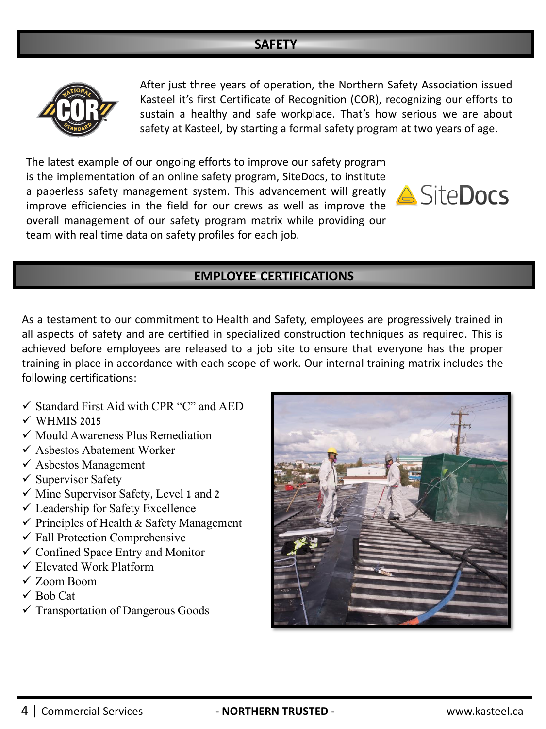## SAFETY

After just three years of operation, the Northern Safety Association issued Kasteel it's first Certificate of Recognition (COR), recognizing our efforts to sustain a healthy and safe workplace. That's how serious we are about safety at Kasteel, by starting a formal safety program at two years of age.

The latest example of our ongoing efforts to improve our safety program is the implementation of an online safety program, SiteDocs, to institute a paperless safety management system. This advancement will greatly improve efficiencies in the field for our crews as well as improve the overall management of our safety program matrix while providing our team with real time data on safety profiles for each job.

## EMPLOYEE CERTIFICATIONS

As a testament to our commitment to Health and Safety, employees are progressively trained in all aspects of safety and are certified in specialized construction techniques as required. This is achieved before employees are released to a job site to ensure that everyone has the proper training in place in accordance with each scope of work. Our internal training matrix includes the following certifications:

- ✓ Standard First Aid with CPR "C" and AED
- ✓ WHMIS 2015
- ✓ Mould Awareness Plus Remediation
- ✓ Asbestos Abatement Worker
- ✓ Asbestos Management
- ✓ Supervisor Safety
- ✓ Mine Supervisor Safety, Level 1 and 2
- ✓ Leadership for Safety Excellence
- ✓ Principles of Health & Safety Management
- ✓ Fall Protection Comprehensive
- ✓ Confined Space Entry and Monitor
- ✓ Elevated Work Platform
- ✓ Zoom Boom
- ✓ Bob Cat
- ✓ Transportation of Dangerous Goods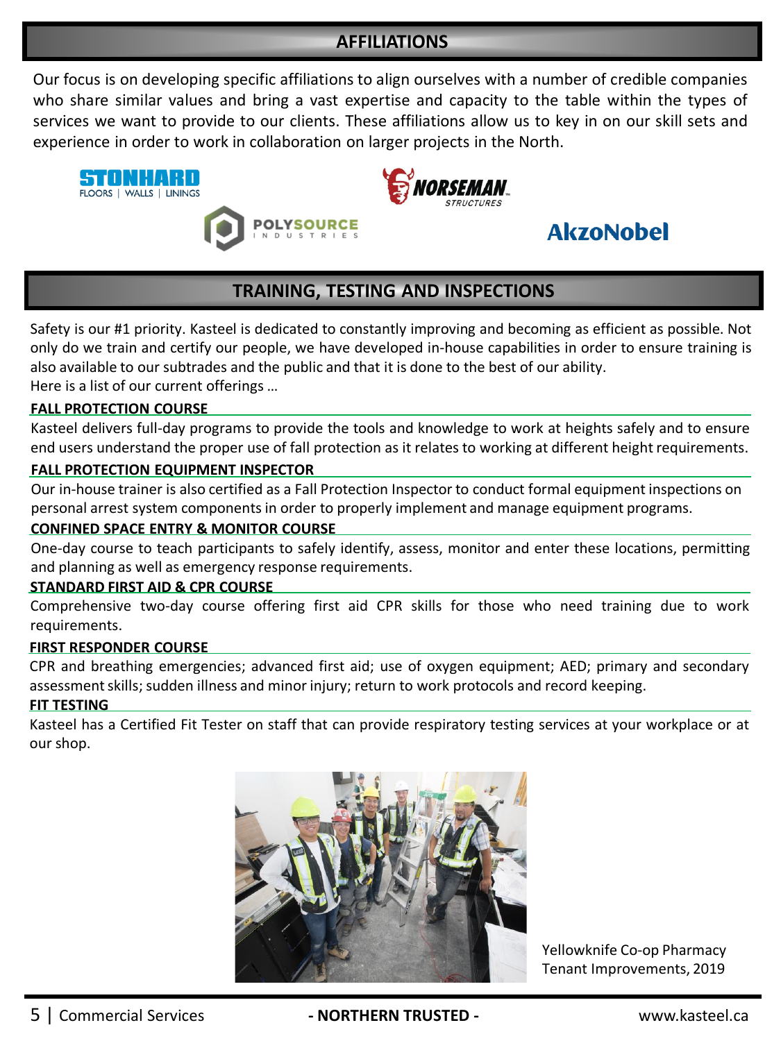## AFFILIATIONS

Our focus is on developing specific affiliations to align ourselves with a number of credible companies who share similar values and bring a vast expertise and capacity to the table within the types of services we want to provide to our clients. These affiliations allow us to key in on our skill sets and experience in order to work in collaboration on larger projects in the North.

STONHARD FLOORS | WALLS | LININGS

NORSEMAN STRUCTURES

POLYSOURCE INDUSTRIES

AkzoNobel

## TRAINING, TESTING AND INSPECTIONS

Safety is our #1 priority. Kasteel is dedicated to constantly improving and becoming as efficient as possible. Not only do we train and certify our people, we have developed in-house capabilities in order to ensure training is also available to our subtrades and the public and that it is done to the best of our ability.
Here is a list of our current offerings …

### FALL PROTECTION COURSE

Kasteel delivers full-day programs to provide the tools and knowledge to work at heights safely and to ensure end users understand the proper use of fall protection as it relates to working at different height requirements.

### FALL PROTECTION EQUIPMENT INSPECTOR

Our in-house trainer is also certified as a Fall Protection Inspector to conduct formal equipment inspections on personal arrest system components in order to properly implement and manage equipment programs.

### CONFINED SPACE ENTRY & MONITOR COURSE

One-day course to teach participants to safely identify, assess, monitor and enter these locations, permitting and planning as well as emergency response requirements.

### STANDARD FIRST AID & CPR COURSE

Comprehensive two-day course offering first aid CPR skills for those who need training due to work requirements.

### FIRST RESPONDER COURSE

CPR and breathing emergencies; advanced first aid; use of oxygen equipment; AED; primary and secondary assessment skills; sudden illness and minor injury; return to work protocols and record keeping.

### FIT TESTING

Kasteel has a Certified Fit Tester on staff that can provide respiratory testing services at your workplace or at our shop.

Yellowknife Co-op Pharmacy Tenant Improvements, 2019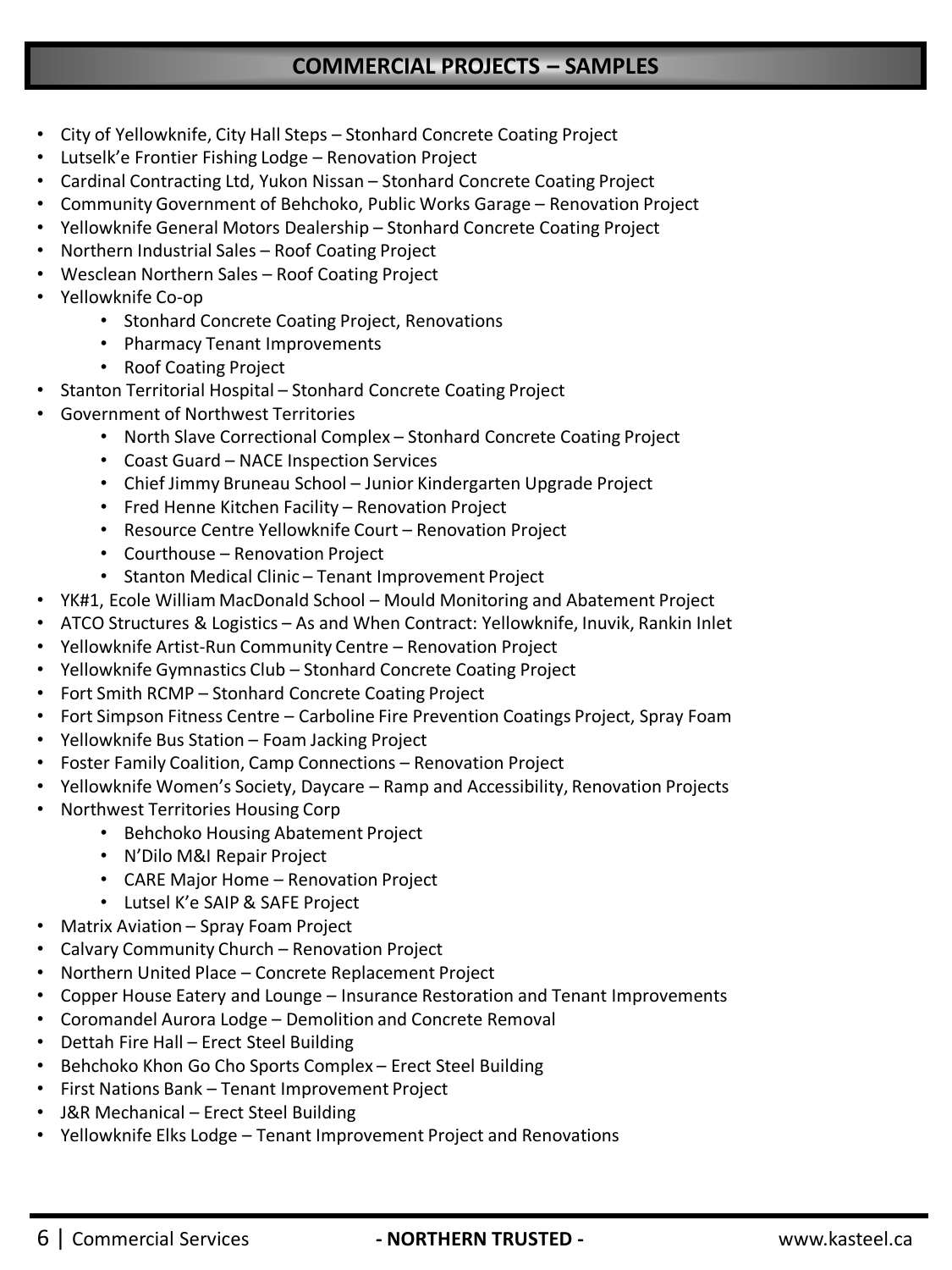## COMMERCIAL PROJECTS – SAMPLES

- City of Yellowknife, City Hall Steps – Stonhard Concrete Coating Project
- Lutselk'e Frontier Fishing Lodge – Renovation Project
- Cardinal Contracting Ltd, Yukon Nissan – Stonhard Concrete Coating Project
- Community Government of Behchoko, Public Works Garage – Renovation Project
- Yellowknife General Motors Dealership – Stonhard Concrete Coating Project
- Northern Industrial Sales – Roof Coating Project
- Wesclean Northern Sales – Roof Coating Project
- Yellowknife Co-op
    - Stonhard Concrete Coating Project, Renovations
    - Pharmacy Tenant Improvements
    - Roof Coating Project
- Stanton Territorial Hospital – Stonhard Concrete Coating Project
- Government of Northwest Territories
    - North Slave Correctional Complex – Stonhard Concrete Coating Project
    - Coast Guard – NACE Inspection Services
    - Chief Jimmy Bruneau School – Junior Kindergarten Upgrade Project
    - Fred Henne Kitchen Facility – Renovation Project
    - Resource Centre Yellowknife Court – Renovation Project
    - Courthouse – Renovation Project
    - Stanton Medical Clinic – Tenant Improvement Project
- YK#1, Ecole William MacDonald School – Mould Monitoring and Abatement Project
- ATCO Structures & Logistics – As and When Contract: Yellowknife, Inuvik, Rankin Inlet
- Yellowknife Artist-Run Community Centre – Renovation Project
- Yellowknife Gymnastics Club – Stonhard Concrete Coating Project
- Fort Smith RCMP – Stonhard Concrete Coating Project
- Fort Simpson Fitness Centre – Carboline Fire Prevention Coatings Project, Spray Foam
- Yellowknife Bus Station – Foam Jacking Project
- Foster Family Coalition, Camp Connections – Renovation Project
- Yellowknife Women's Society, Daycare – Ramp and Accessibility, Renovation Projects
- Northwest Territories Housing Corp
    - Behchoko Housing Abatement Project
    - N'Dilo M&I Repair Project
    - CARE Major Home – Renovation Project
    - Lutsel K'e SAIP & SAFE Project
- Matrix Aviation – Spray Foam Project
- Calvary Community Church – Renovation Project
- Northern United Place – Concrete Replacement Project
- Copper House Eatery and Lounge – Insurance Restoration and Tenant Improvements
- Coromandel Aurora Lodge – Demolition and Concrete Removal
- Dettah Fire Hall – Erect Steel Building
- Behchoko Khon Go Cho Sports Complex – Erect Steel Building
- First Nations Bank – Tenant Improvement Project
- J&R Mechanical – Erect Steel Building
- Yellowknife Elks Lodge – Tenant Improvement Project and Renovations